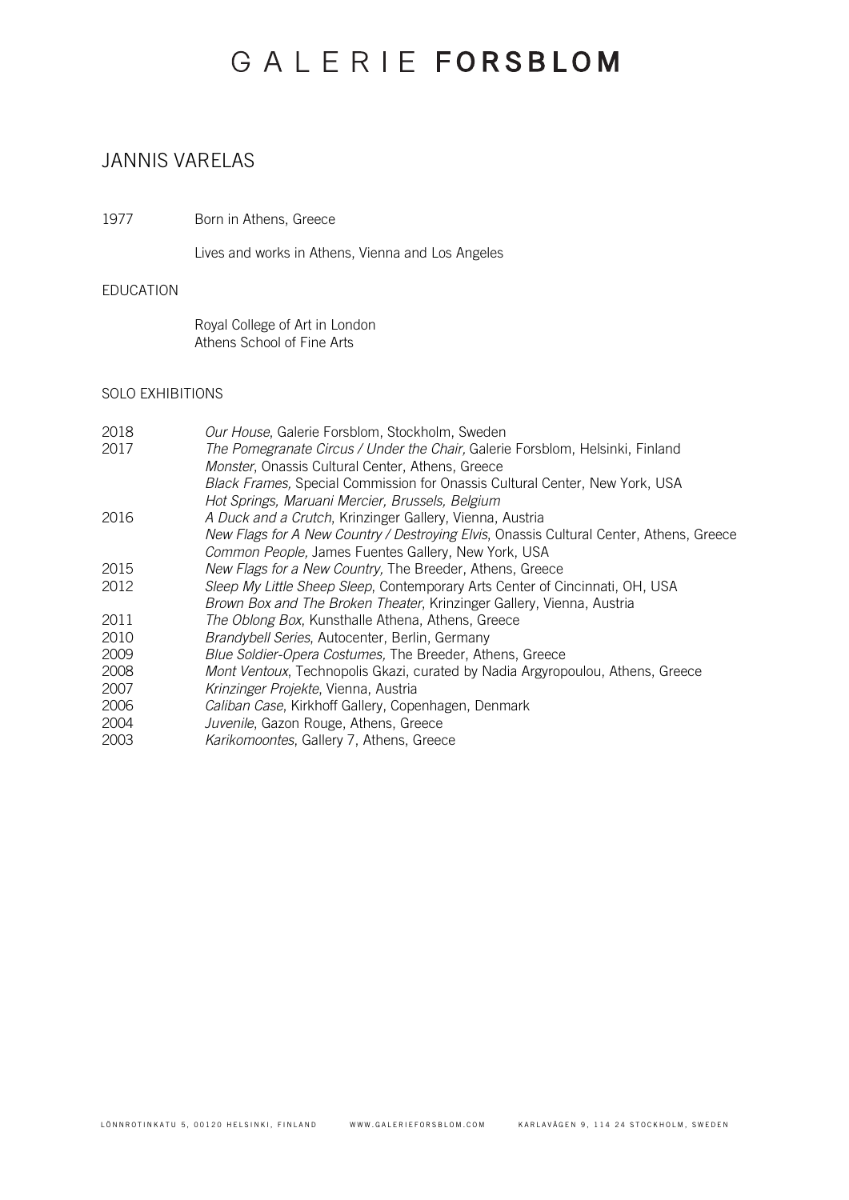# GALERIE **FORSBLOM**

## JANNIS VARELAS

1977 Born in Athens, Greece

Lives and works in Athens, Vienna and Los Angeles

### EDUCATION

Royal College of Art in London
Athens School of Fine Arts

### SOLO EXHIBITIONS

2018 *Our House*, Galerie Forsblom, Stockholm, Sweden

2017 *The Pomegranate Circus / Under the Chair,* Galerie Forsblom, Helsinki, Finland
*Monster*, Onassis Cultural Center, Athens, Greece
*Black Frames,* Special Commission for Onassis Cultural Center, New York, USA
*Hot Springs, Maruani Mercier, Brussels, Belgium*

2016 *A Duck and a Crutch*, Krinzinger Gallery, Vienna, Austria
*New Flags for A New Country / Destroying Elvis*, Onassis Cultural Center, Athens, Greece
*Common People,* James Fuentes Gallery, New York, USA

2015 *New Flags for a New Country,* The Breeder, Athens, Greece

2012 *Sleep My Little Sheep Sleep*, Contemporary Arts Center of Cincinnati, OH, USA
*Brown Box and The Broken Theater*, Krinzinger Gallery, Vienna, Austria

2011 *The Oblong Box*, Kunsthalle Athena, Athens, Greece

2010 *Brandybell Series*, Autocenter, Berlin, Germany

2009 *Blue Soldier-Opera Costumes,* The Breeder, Athens, Greece

2008 *Mont Ventoux*, Technopolis Gkazi, curated by Nadia Argyropoulou, Athens, Greece

2007 *Krinzinger Projekte*, Vienna, Austria

2006 *Caliban Case*, Kirkhoff Gallery, Copenhagen, Denmark

2004 *Juvenile*, Gazon Rouge, Athens, Greece

2003 *Karikomoontes*, Gallery 7, Athens, Greece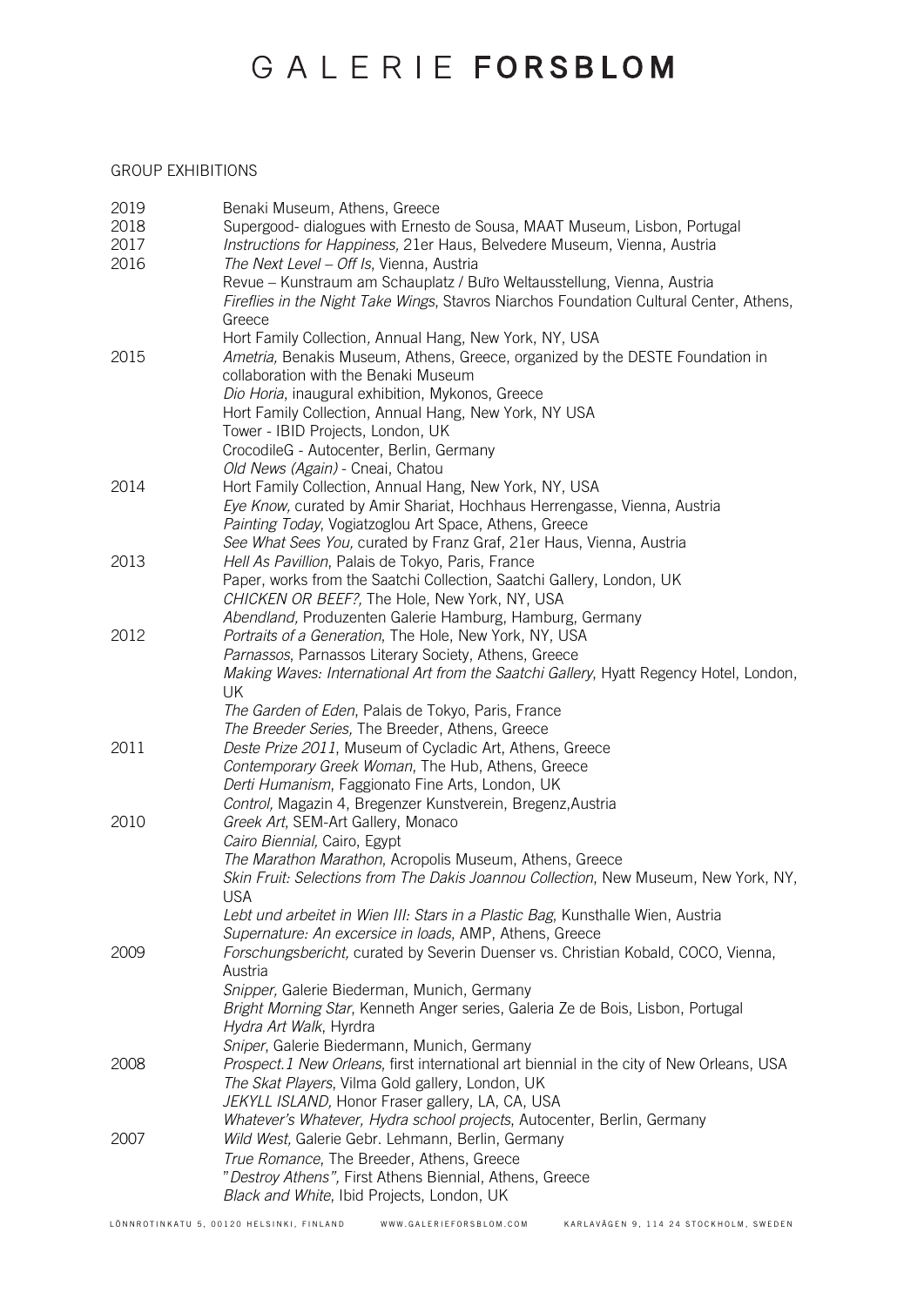GROUP EXHIBITIONS

2019 Benaki Museum, Athens, Greece

2018 Supergood- dialogues with Ernesto de Sousa, MAAT Museum, Lisbon, Portugal

2017 *Instructions for Happiness,* 21er Haus, Belvedere Museum, Vienna, Austria

2016 *The Next Level – Off Is*, Vienna, Austria
Revue – Kunstraum am Schauplatz / Bu̇ro Weltausstellung, Vienna, Austria
*Fireflies in the Night Take Wings*, Stavros Niarchos Foundation Cultural Center, Athens, Greece
Hort Family Collection*,* Annual Hang, New York, NY, USA

2015 *Ametria,* Benakis Museum, Athens, Greece, organized by the DESTE Foundation in collaboration with the Benaki Museum
*Dio Horia*, inaugural exhibition, Mykonos, Greece
Hort Family Collection, Annual Hang, New York, NY USA
Tower - IBID Projects, London, UK
CrocodileG - Autocenter, Berlin, Germany
*Old News (Again)* - Cneai, Chatou

2014 Hort Family Collection, Annual Hang, New York, NY, USA
*Eye Know,* curated by Amir Shariat, Hochhaus Herrengasse, Vienna, Austria
*Painting Today*, Vogiatzoglou Art Space, Athens, Greece
*See What Sees You,* curated by Franz Graf, 21er Haus, Vienna, Austria

2013 *Hell As Pavillion*, Palais de Tokyo, Paris, France
Paper, works from the Saatchi Collection, Saatchi Gallery, London, UK
*CHICKEN OR BEEF?,* The Hole, New York, NY, USA
*Abendland,* Produzenten Galerie Hamburg, Hamburg, Germany

2012 *Portraits of a Generation*, The Hole, New York, NY, USA
*Parnassos*, Parnassos Literary Society, Athens, Greece
*Making Waves: International Art from the Saatchi Gallery*, Hyatt Regency Hotel, London, UK
*The Garden of Eden*, Palais de Tokyo, Paris, France
*The Breeder Series,* The Breeder, Athens, Greece

2011 *Deste Prize 2011*, Museum of Cycladic Art, Athens, Greece
*Contemporary Greek Woman*, The Hub, Athens, Greece
*Derti Humanism*, Faggionato Fine Arts, London, UK
*Control,* Magazin 4, Bregenzer Kunstverein, Bregenz,Austria

2010 *Greek Art*, SEM-Art Gallery, Monaco
*Cairo Biennial,* Cairo, Egypt
*The Marathon Marathon*, Acropolis Museum, Athens, Greece
*Skin Fruit: Selections from The Dakis Joannou Collection*, New Museum, New York, NY, USA
*Lebt und arbeitet in Wien III: Stars in a Plastic Bag*, Kunsthalle Wien, Austria
*Supernature: An excersice in loads*, AMP, Athens, Greece

2009 *Forschungsbericht,* curated by Severin Duenser vs. Christian Kobald, COCO, Vienna, Austria
*Snipper,* Galerie Biederman, Munich, Germany
*Bright Morning Star*, Kenneth Anger series, Galeria Ze de Bois, Lisbon, Portugal
*Hydra Art Walk*, Hyrdra
*Sniper*, Galerie Biedermann, Munich, Germany

2008 *Prospect.1 New Orleans*, first international art biennial in the city of New Orleans, USA
*The Skat Players*, Vilma Gold gallery, London, UK
*JEKYLL ISLAND,* Honor Fraser gallery, LA, CA, USA
*Whatever's Whatever, Hydra school projects*, Autocenter, Berlin, Germany

2007 *Wild West,* Galerie Gebr. Lehmann, Berlin, Germany
*True Romance*, The Breeder, Athens, Greece
"*Destroy Athens",* First Athens Biennial, Athens, Greece
*Black and White*, Ibid Projects, London, UK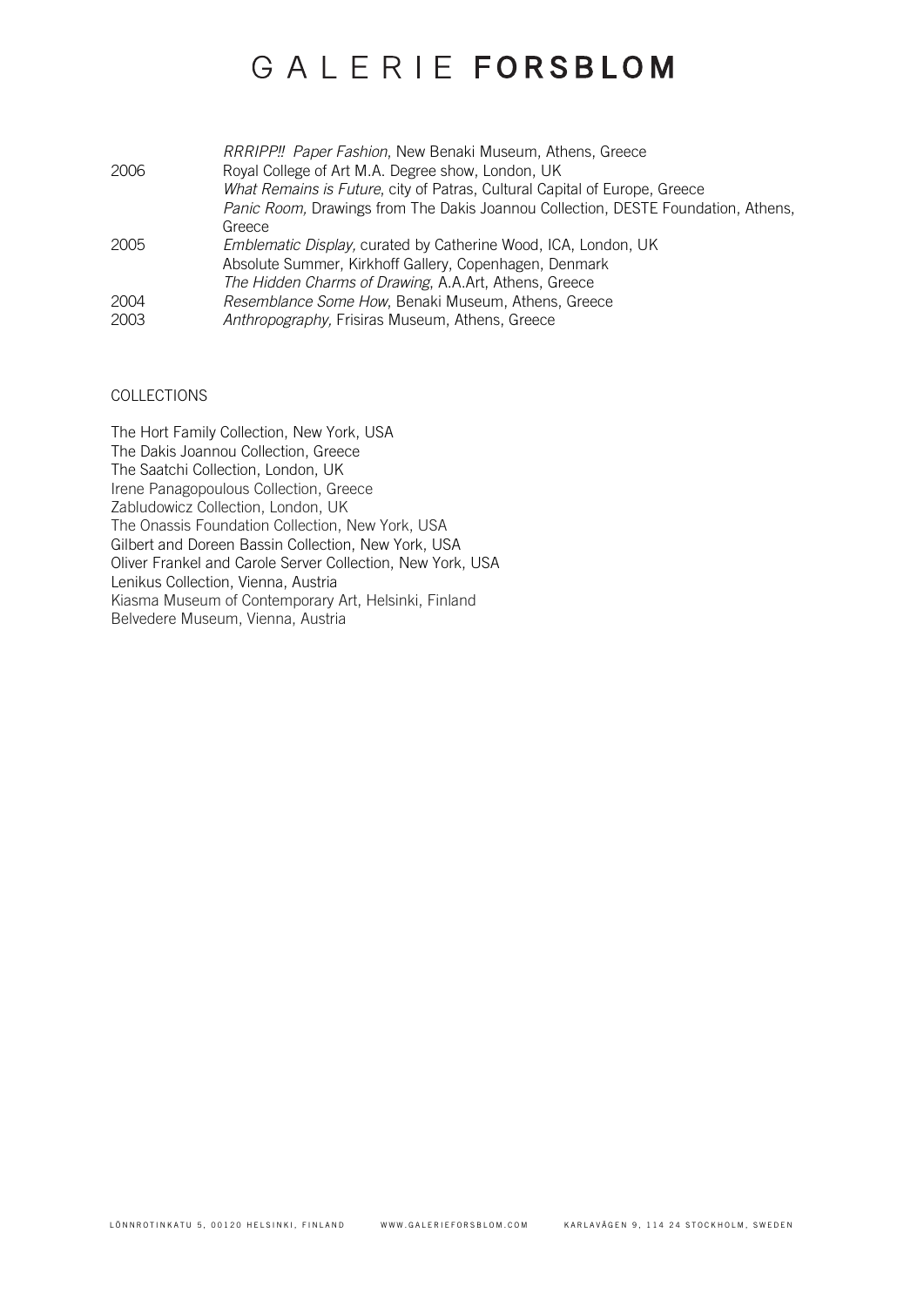| | |
|---|---|
| | *RRRIPP!! Paper Fashion*, New Benaki Museum, Athens, Greece |
| 2006 | Royal College of Art M.A. Degree show, London, UK |
| | *What Remains is Future*, city of Patras, Cultural Capital of Europe, Greece |
| | *Panic Room,* Drawings from The Dakis Joannou Collection, DESTE Foundation, Athens, Greece |
| 2005 | *Emblematic Display,* curated by Catherine Wood, ICA, London, UK |
| | Absolute Summer, Kirkhoff Gallery, Copenhagen, Denmark |
| | *The Hidden Charms of Drawing*, A.A.Art, Athens, Greece |
| 2004 | *Resemblance Some How*, Benaki Museum, Athens, Greece |
| 2003 | *Anthropography,* Frisiras Museum, Athens, Greece |

COLLECTIONS

The Hort Family Collection, New York, USA
The Dakis Joannou Collection, Greece
The Saatchi Collection, London, UK
Irene Panagopoulous Collection, Greece
Zabludowicz Collection, London, UK
The Onassis Foundation Collection, New York, USA
Gilbert and Doreen Bassin Collection, New York, USA
Oliver Frankel and Carole Server Collection, New York, USA
Lenikus Collection, Vienna, Austria
Kiasma Museum of Contemporary Art, Helsinki, Finland
Belvedere Museum, Vienna, Austria